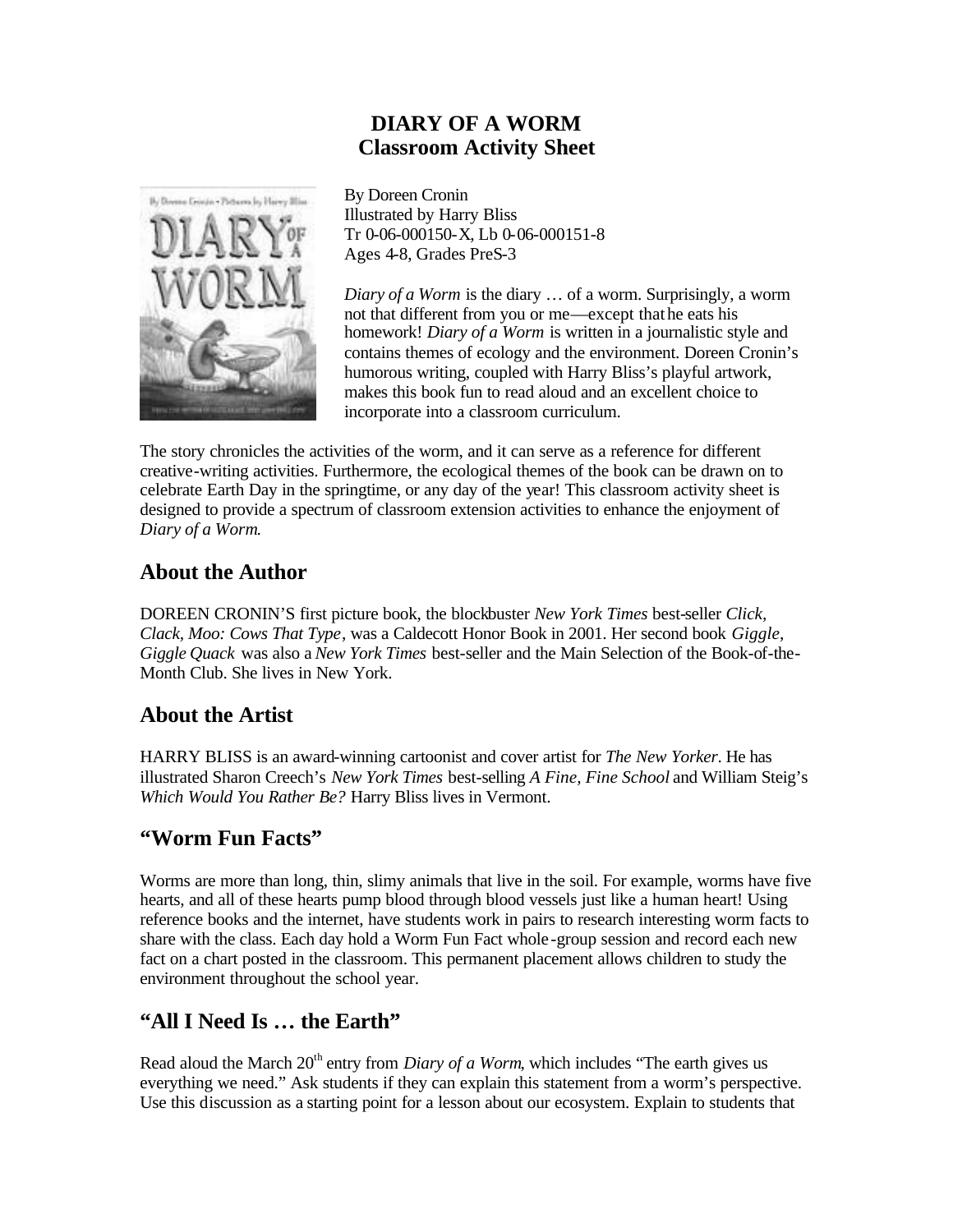# DIARY OF A WORM
## Classroom Activity Sheet

By Doreen Cronin
Illustrated by Harry Bliss
Tr 0-06-000150-X, Lb 0-06-000151-8
Ages 4-8, Grades PreS-3

*Diary of a Worm* is the diary … of a worm. Surprisingly, a worm not that different from you or me—except that he eats his homework! *Diary of a Worm* is written in a journalistic style and contains themes of ecology and the environment. Doreen Cronin's humorous writing, coupled with Harry Bliss's playful artwork, makes this book fun to read aloud and an excellent choice to incorporate into a classroom curriculum.

The story chronicles the activities of the worm, and it can serve as a reference for different creative-writing activities. Furthermore, the ecological themes of the book can be drawn on to celebrate Earth Day in the springtime, or any day of the year! This classroom activity sheet is designed to provide a spectrum of classroom extension activities to enhance the enjoyment of *Diary of a Worm*.

## About the Author

DOREEN CRONIN'S first picture book, the blockbuster *New York Times* best-seller *Click, Clack, Moo: Cows That Type*, was a Caldecott Honor Book in 2001. Her second book *Giggle, Giggle Quack* was also a *New York Times* best-seller and the Main Selection of the Book-of-the-Month Club. She lives in New York.

## About the Artist

HARRY BLISS is an award-winning cartoonist and cover artist for *The New Yorker*. He has illustrated Sharon Creech's *New York Times* best-selling *A Fine, Fine School* and William Steig's *Which Would You Rather Be?* Harry Bliss lives in Vermont.

## "Worm Fun Facts"

Worms are more than long, thin, slimy animals that live in the soil. For example, worms have five hearts, and all of these hearts pump blood through blood vessels just like a human heart! Using reference books and the internet, have students work in pairs to research interesting worm facts to share with the class. Each day hold a Worm Fun Fact whole-group session and record each new fact on a chart posted in the classroom. This permanent placement allows children to study the environment throughout the school year.

## "All I Need Is … the Earth"

Read aloud the March 20th entry from *Diary of a Worm*, which includes "The earth gives us everything we need." Ask students if they can explain this statement from a worm's perspective. Use this discussion as a starting point for a lesson about our ecosystem. Explain to students that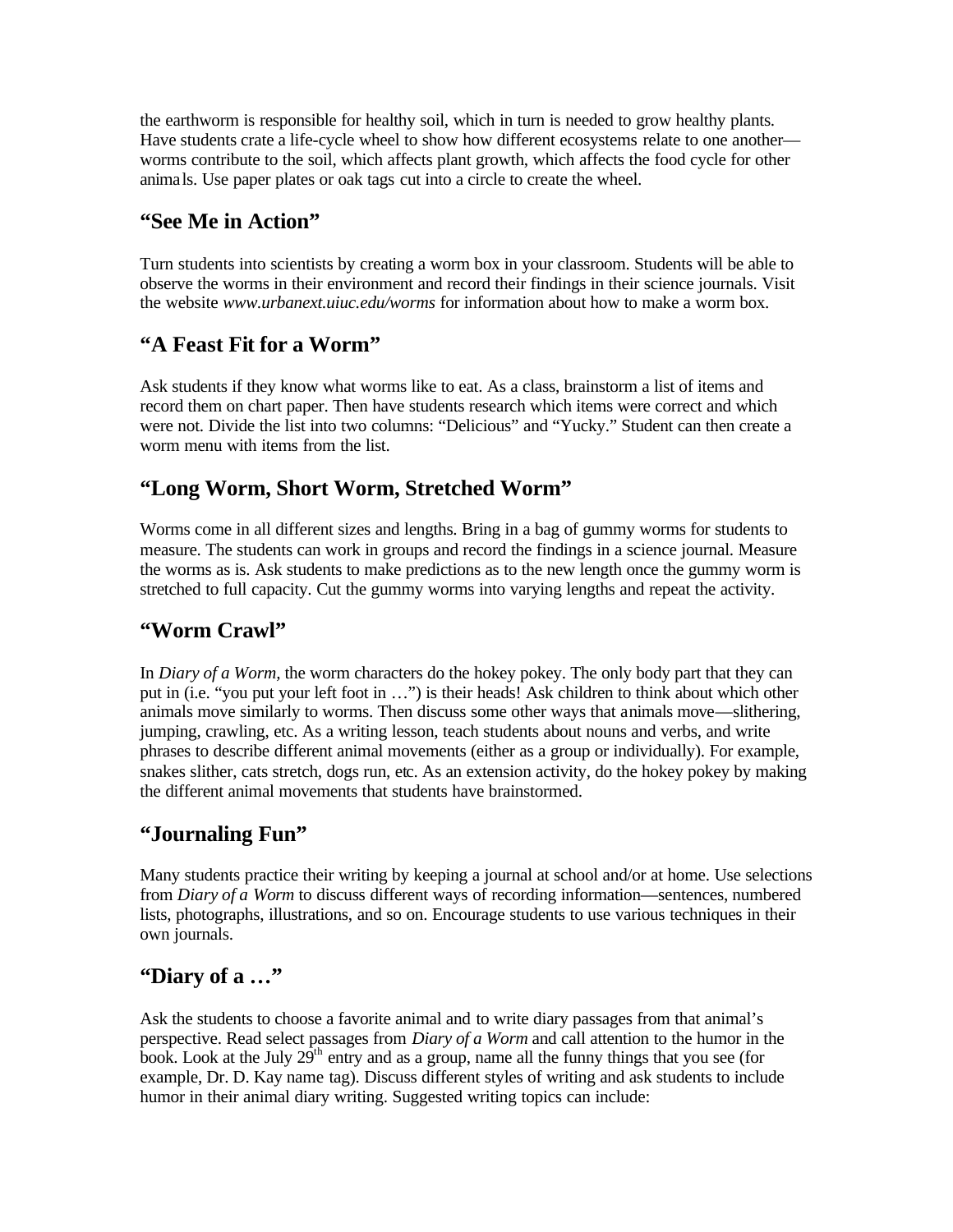the earthworm is responsible for healthy soil, which in turn is needed to grow healthy plants. Have students crate a life-cycle wheel to show how different ecosystems relate to one another—worms contribute to the soil, which affects plant growth, which affects the food cycle for other animals. Use paper plates or oak tags cut into a circle to create the wheel.

## "See Me in Action"

Turn students into scientists by creating a worm box in your classroom. Students will be able to observe the worms in their environment and record their findings in their science journals. Visit the website *www.urbanext.uiuc.edu/worms* for information about how to make a worm box.

## "A Feast Fit for a Worm"

Ask students if they know what worms like to eat. As a class, brainstorm a list of items and record them on chart paper. Then have students research which items were correct and which were not. Divide the list into two columns: "Delicious" and "Yucky." Student can then create a worm menu with items from the list.

## "Long Worm, Short Worm, Stretched Worm"

Worms come in all different sizes and lengths. Bring in a bag of gummy worms for students to measure. The students can work in groups and record the findings in a science journal. Measure the worms as is. Ask students to make predictions as to the new length once the gummy worm is stretched to full capacity. Cut the gummy worms into varying lengths and repeat the activity.

## "Worm Crawl"

In *Diary of a Worm*, the worm characters do the hokey pokey. The only body part that they can put in (i.e. "you put your left foot in …") is their heads! Ask children to think about which other animals move similarly to worms. Then discuss some other ways that animals move—slithering, jumping, crawling, etc. As a writing lesson, teach students about nouns and verbs, and write phrases to describe different animal movements (either as a group or individually). For example, snakes slither, cats stretch, dogs run, etc. As an extension activity, do the hokey pokey by making the different animal movements that students have brainstormed.

## "Journaling Fun"

Many students practice their writing by keeping a journal at school and/or at home. Use selections from *Diary of a Worm* to discuss different ways of recording information—sentences, numbered lists, photographs, illustrations, and so on. Encourage students to use various techniques in their own journals.

## "Diary of a …"

Ask the students to choose a favorite animal and to write diary passages from that animal's perspective. Read select passages from *Diary of a Worm* and call attention to the humor in the book. Look at the July 29th entry and as a group, name all the funny things that you see (for example, Dr. D. Kay name tag). Discuss different styles of writing and ask students to include humor in their animal diary writing. Suggested writing topics can include: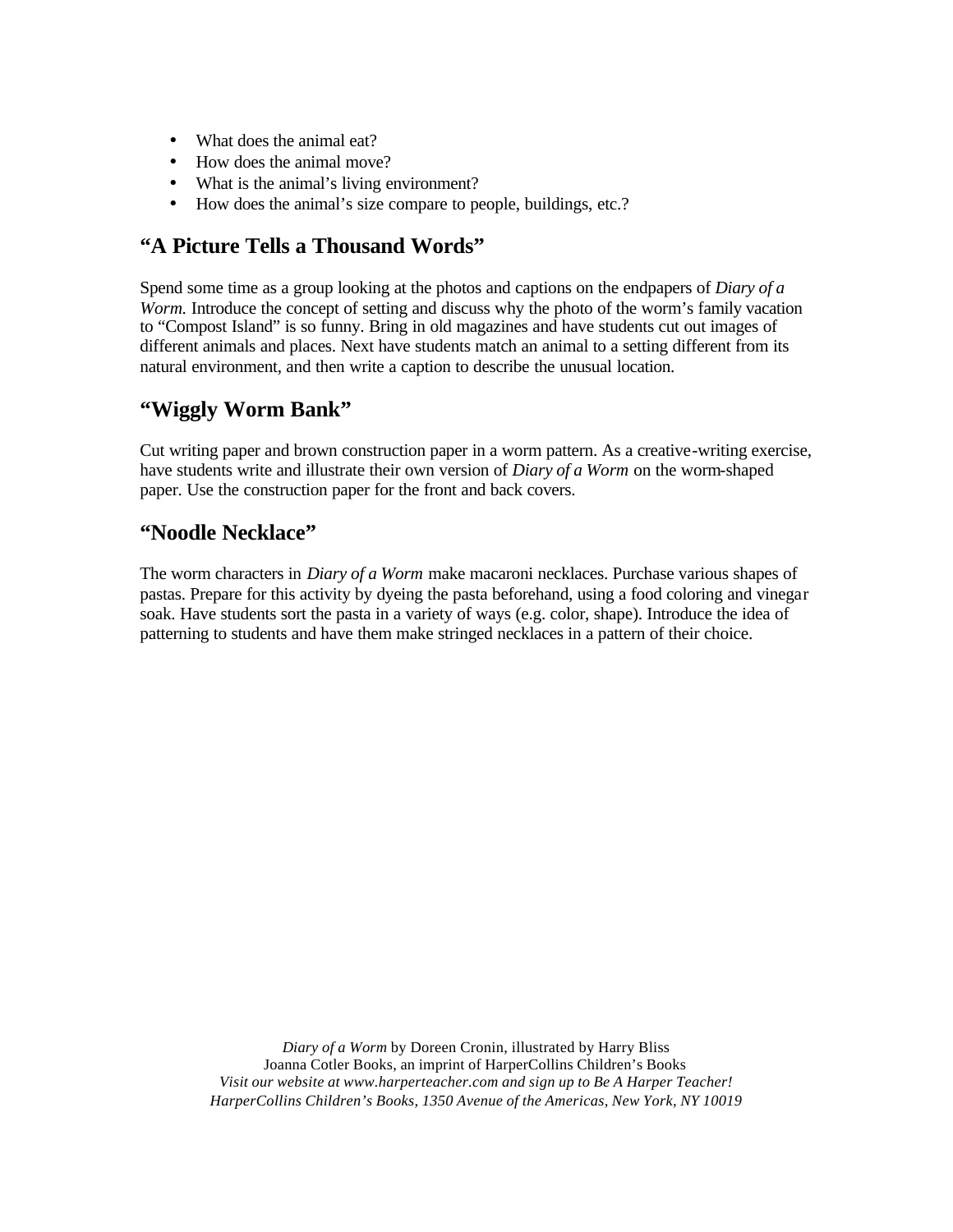- What does the animal eat?
- How does the animal move?
- What is the animal's living environment?
- How does the animal's size compare to people, buildings, etc.?

## "A Picture Tells a Thousand Words"

Spend some time as a group looking at the photos and captions on the endpapers of *Diary of a Worm.* Introduce the concept of setting and discuss why the photo of the worm's family vacation to "Compost Island" is so funny. Bring in old magazines and have students cut out images of different animals and places. Next have students match an animal to a setting different from its natural environment, and then write a caption to describe the unusual location.

## "Wiggly Worm Bank"

Cut writing paper and brown construction paper in a worm pattern. As a creative-writing exercise, have students write and illustrate their own version of *Diary of a Worm* on the worm-shaped paper. Use the construction paper for the front and back covers.

## "Noodle Necklace"

The worm characters in *Diary of a Worm* make macaroni necklaces. Purchase various shapes of pastas. Prepare for this activity by dyeing the pasta beforehand, using a food coloring and vinegar soak. Have students sort the pasta in a variety of ways (e.g. color, shape). Introduce the idea of patterning to students and have them make stringed necklaces in a pattern of their choice.